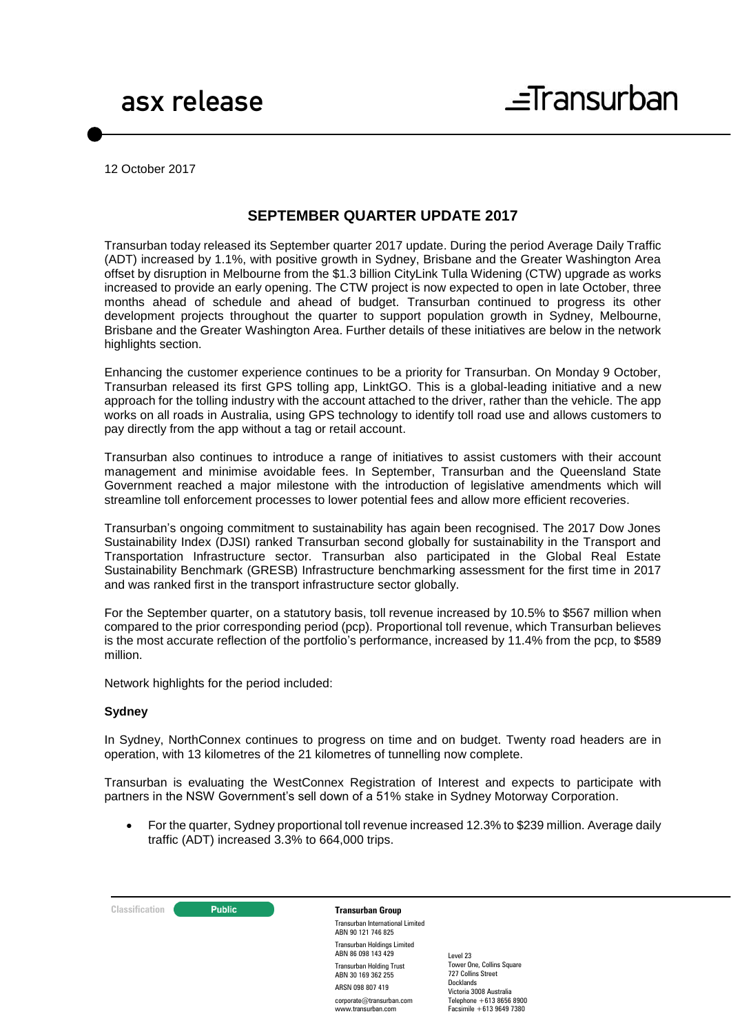asx release

Transurban

12 October 2017

# SEPTEMBER QUARTER UPDATE 2017

Transurban today released its September quarter 2017 update. During the period Average Daily Traffic (ADT) increased by 1.1%, with positive growth in Sydney, Brisbane and the Greater Washington Area offset by disruption in Melbourne from the $1.3 billion CityLink Tulla Widening (CTW) upgrade as works increased to provide an early opening. The CTW project is now expected to open in late October, three months ahead of schedule and ahead of budget. Transurban continued to progress its other development projects throughout the quarter to support population growth in Sydney, Melbourne, Brisbane and the Greater Washington Area. Further details of these initiatives are below in the network highlights section.

Enhancing the customer experience continues to be a priority for Transurban. On Monday 9 October, Transurban released its first GPS tolling app, LinktGO. This is a global-leading initiative and a new approach for the tolling industry with the account attached to the driver, rather than the vehicle. The app works on all roads in Australia, using GPS technology to identify toll road use and allows customers to pay directly from the app without a tag or retail account.

Transurban also continues to introduce a range of initiatives to assist customers with their account management and minimise avoidable fees. In September, Transurban and the Queensland State Government reached a major milestone with the introduction of legislative amendments which will streamline toll enforcement processes to lower potential fees and allow more efficient recoveries.

Transurban's ongoing commitment to sustainability has again been recognised. The 2017 Dow Jones Sustainability Index (DJSI) ranked Transurban second globally for sustainability in the Transport and Transportation Infrastructure sector. Transurban also participated in the Global Real Estate Sustainability Benchmark (GRESB) Infrastructure benchmarking assessment for the first time in 2017 and was ranked first in the transport infrastructure sector globally.

For the September quarter, on a statutory basis, toll revenue increased by 10.5% to $567 million when compared to the prior corresponding period (pcp). Proportional toll revenue, which Transurban believes is the most accurate reflection of the portfolio's performance, increased by 11.4% from the pcp, to $589 million.

Network highlights for the period included:

### Sydney

In Sydney, NorthConnex continues to progress on time and on budget. Twenty road headers are in operation, with 13 kilometres of the 21 kilometres of tunnelling now complete.

Transurban is evaluating the WestConnex Registration of Interest and expects to participate with partners in the NSW Government's sell down of a 51% stake in Sydney Motorway Corporation.

- For the quarter, Sydney proportional toll revenue increased 12.3% to $239 million. Average daily traffic (ADT) increased 3.3% to 664,000 trips.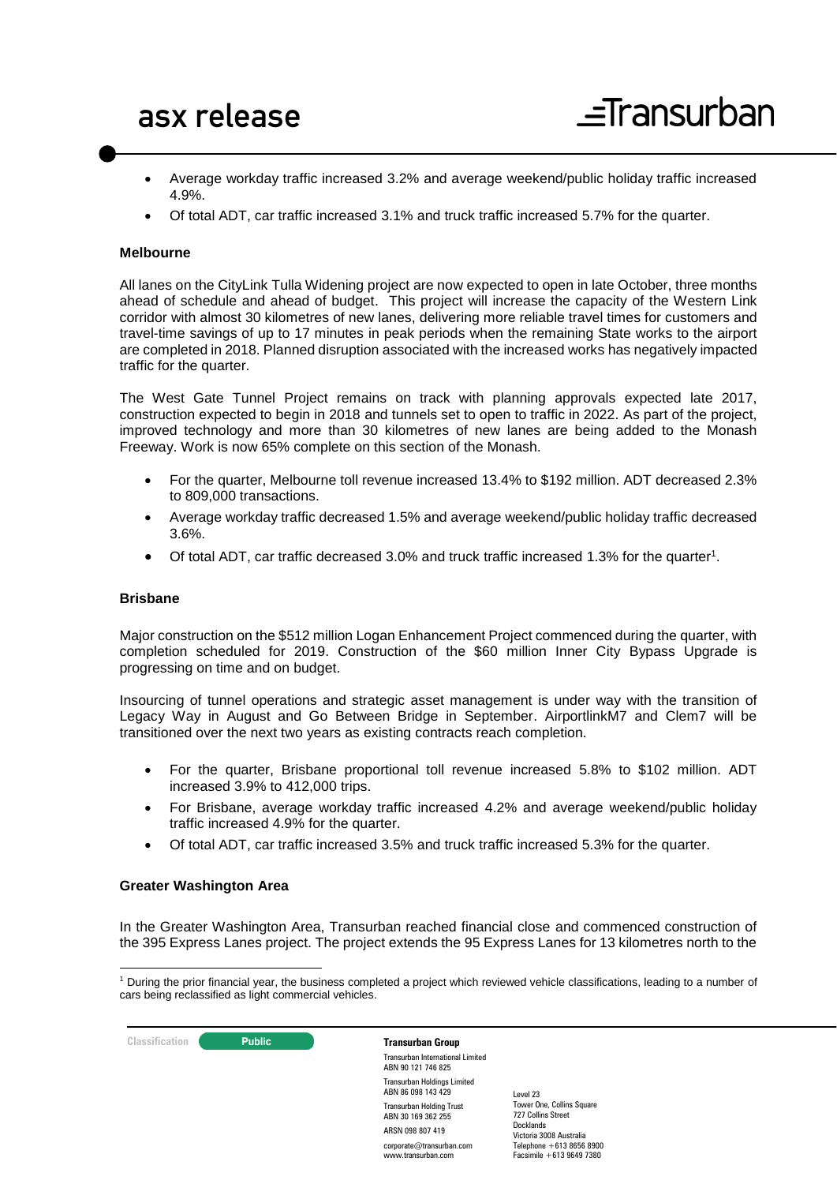- Average workday traffic increased 3.2% and average weekend/public holiday traffic increased 4.9%.
- Of total ADT, car traffic increased 3.1% and truck traffic increased 5.7% for the quarter.

**Melbourne**

All lanes on the CityLink Tulla Widening project are now expected to open in late October, three months ahead of schedule and ahead of budget. This project will increase the capacity of the Western Link corridor with almost 30 kilometres of new lanes, delivering more reliable travel times for customers and travel-time savings of up to 17 minutes in peak periods when the remaining State works to the airport are completed in 2018. Planned disruption associated with the increased works has negatively impacted traffic for the quarter.

The West Gate Tunnel Project remains on track with planning approvals expected late 2017, construction expected to begin in 2018 and tunnels set to open to traffic in 2022. As part of the project, improved technology and more than 30 kilometres of new lanes are being added to the Monash Freeway. Work is now 65% complete on this section of the Monash.

- For the quarter, Melbourne toll revenue increased 13.4% to $192 million. ADT decreased 2.3% to 809,000 transactions.
- Average workday traffic decreased 1.5% and average weekend/public holiday traffic decreased 3.6%.
- Of total ADT, car traffic decreased 3.0% and truck traffic increased 1.3% for the quarter[1].

**Brisbane**

Major construction on the $512 million Logan Enhancement Project commenced during the quarter, with completion scheduled for 2019. Construction of the $60 million Inner City Bypass Upgrade is progressing on time and on budget.

Insourcing of tunnel operations and strategic asset management is under way with the transition of Legacy Way in August and Go Between Bridge in September. AirportlinkM7 and Clem7 will be transitioned over the next two years as existing contracts reach completion.

- For the quarter, Brisbane proportional toll revenue increased 5.8% to $102 million. ADT increased 3.9% to 412,000 trips.
- For Brisbane, average workday traffic increased 4.2% and average weekend/public holiday traffic increased 4.9% for the quarter.
- Of total ADT, car traffic increased 3.5% and truck traffic increased 5.3% for the quarter.

**Greater Washington Area**

In the Greater Washington Area, Transurban reached financial close and commenced construction of the 395 Express Lanes project. The project extends the 95 Express Lanes for 13 kilometres north to the

[1] During the prior financial year, the business completed a project which reviewed vehicle classifications, leading to a number of cars being reclassified as light commercial vehicles.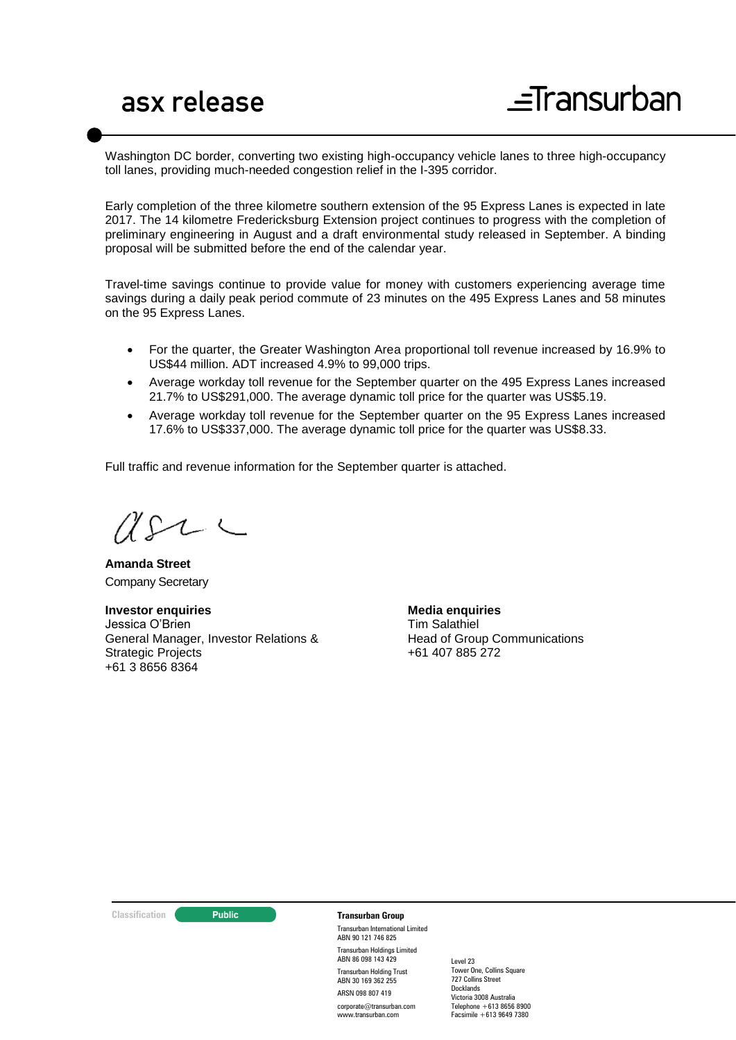Washington DC border, converting two existing high-occupancy vehicle lanes to three high-occupancy toll lanes, providing much-needed congestion relief in the I-395 corridor.

Early completion of the three kilometre southern extension of the 95 Express Lanes is expected in late 2017. The 14 kilometre Fredericksburg Extension project continues to progress with the completion of preliminary engineering in August and a draft environmental study released in September. A binding proposal will be submitted before the end of the calendar year.

Travel-time savings continue to provide value for money with customers experiencing average time savings during a daily peak period commute of 23 minutes on the 495 Express Lanes and 58 minutes on the 95 Express Lanes.

- For the quarter, the Greater Washington Area proportional toll revenue increased by 16.9% to US$44 million. ADT increased 4.9% to 99,000 trips.
- Average workday toll revenue for the September quarter on the 495 Express Lanes increased 21.7% to US$291,000. The average dynamic toll price for the quarter was US$5.19.
- Average workday toll revenue for the September quarter on the 95 Express Lanes increased 17.6% to US$337,000. The average dynamic toll price for the quarter was US$8.33.

Full traffic and revenue information for the September quarter is attached.

**Amanda Street**
Company Secretary

**Investor enquiries**
Jessica O'Brien
General Manager, Investor Relations & Strategic Projects
+61 3 8656 8364

**Media enquiries**
Tim Salathiel
Head of Group Communications
+61 407 885 272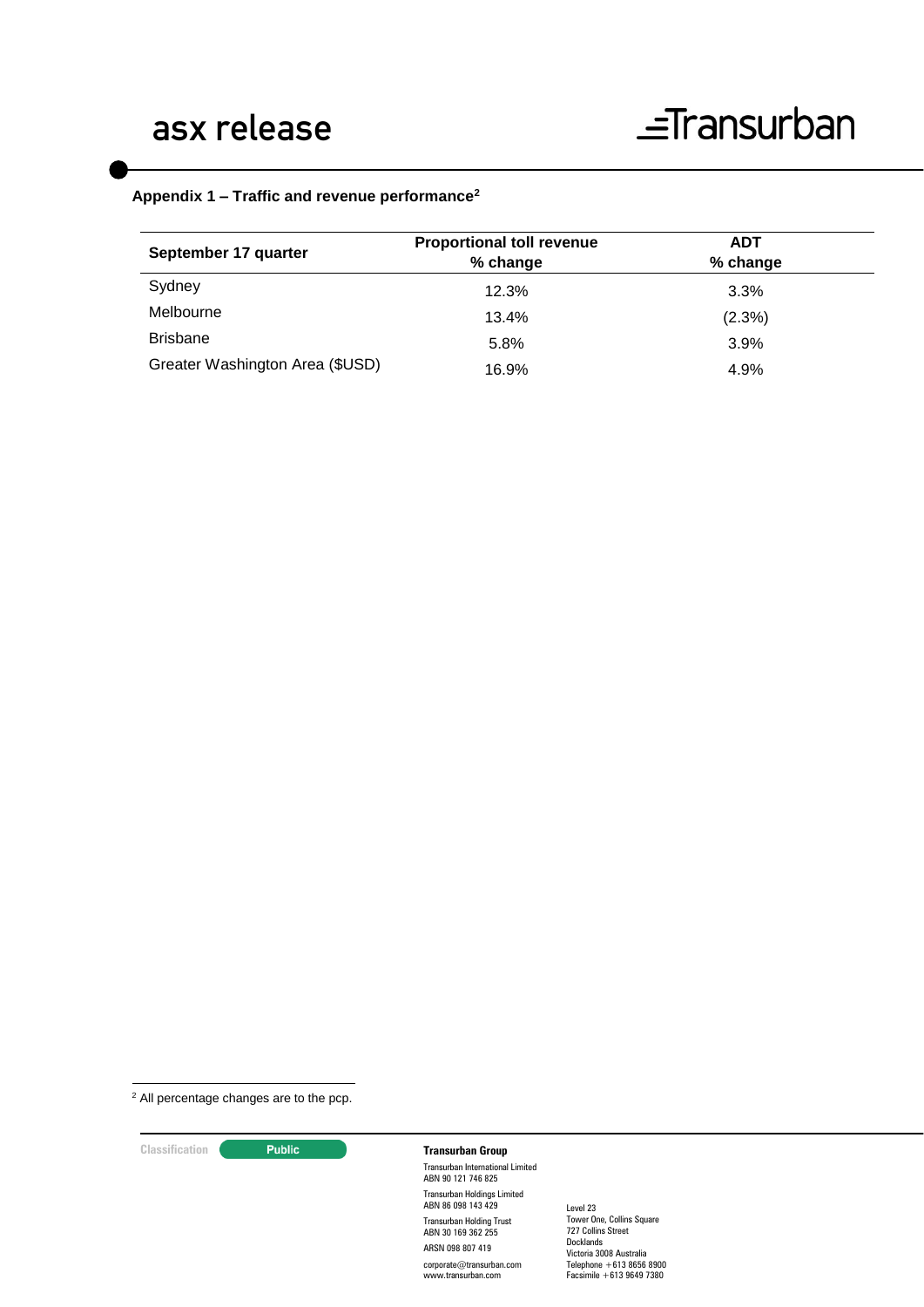## Appendix 1 – Traffic and revenue performance[2]

| September 17 quarter | Proportional toll revenue % change | ADT % change |
|---|---|---|
| Sydney | 12.3% | 3.3% |
| Melbourne | 13.4% | (2.3%) |
| Brisbane | 5.8% | 3.9% |
| Greater Washington Area ($USD) | 16.9% | 4.9% |

[2] All percentage changes are to the pcp.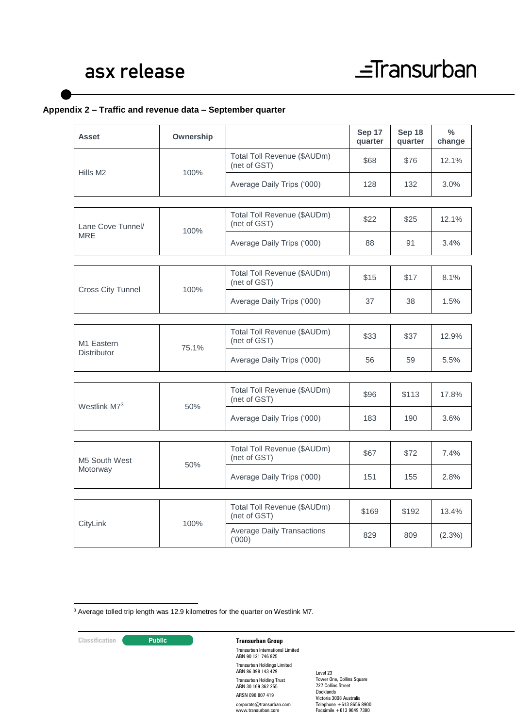## Appendix 2 – Traffic and revenue data – September quarter

| Asset | Ownership | | Sep 17 quarter | Sep 18 quarter | % change |
|---|---|---|---|---|---|
| Hills M2 | 100% | Total Toll Revenue ($AUDm) (net of GST) | $68 | $76 | 12.1% |
| | | Average Daily Trips ('000) | 128 | 132 | 3.0% |
| Lane Cove Tunnel/ MRE | 100% | Total Toll Revenue ($AUDm) (net of GST) | $22 | $25 | 12.1% |
| | | Average Daily Trips ('000) | 88 | 91 | 3.4% |
| Cross City Tunnel | 100% | Total Toll Revenue ($AUDm) (net of GST) | $15 | $17 | 8.1% |
| | | Average Daily Trips ('000) | 37 | 38 | 1.5% |
| M1 Eastern Distributor | 75.1% | Total Toll Revenue ($AUDm) (net of GST) | $33 | $37 | 12.9% |
| | | Average Daily Trips ('000) | 56 | 59 | 5.5% |
| Westlink M7[3] | 50% | Total Toll Revenue ($AUDm) (net of GST) | $96 | $113 | 17.8% |
| | | Average Daily Trips ('000) | 183 | 190 | 3.6% |
| M5 South West Motorway | 50% | Total Toll Revenue ($AUDm) (net of GST) | $67 | $72 | 7.4% |
| | | Average Daily Trips ('000) | 151 | 155 | 2.8% |
| CityLink | 100% | Total Toll Revenue ($AUDm) (net of GST) | $169 | $192 | 13.4% |
| | | Average Daily Transactions ('000) | 829 | 809 | (2.3%) |

[3] Average tolled trip length was 12.9 kilometres for the quarter on Westlink M7.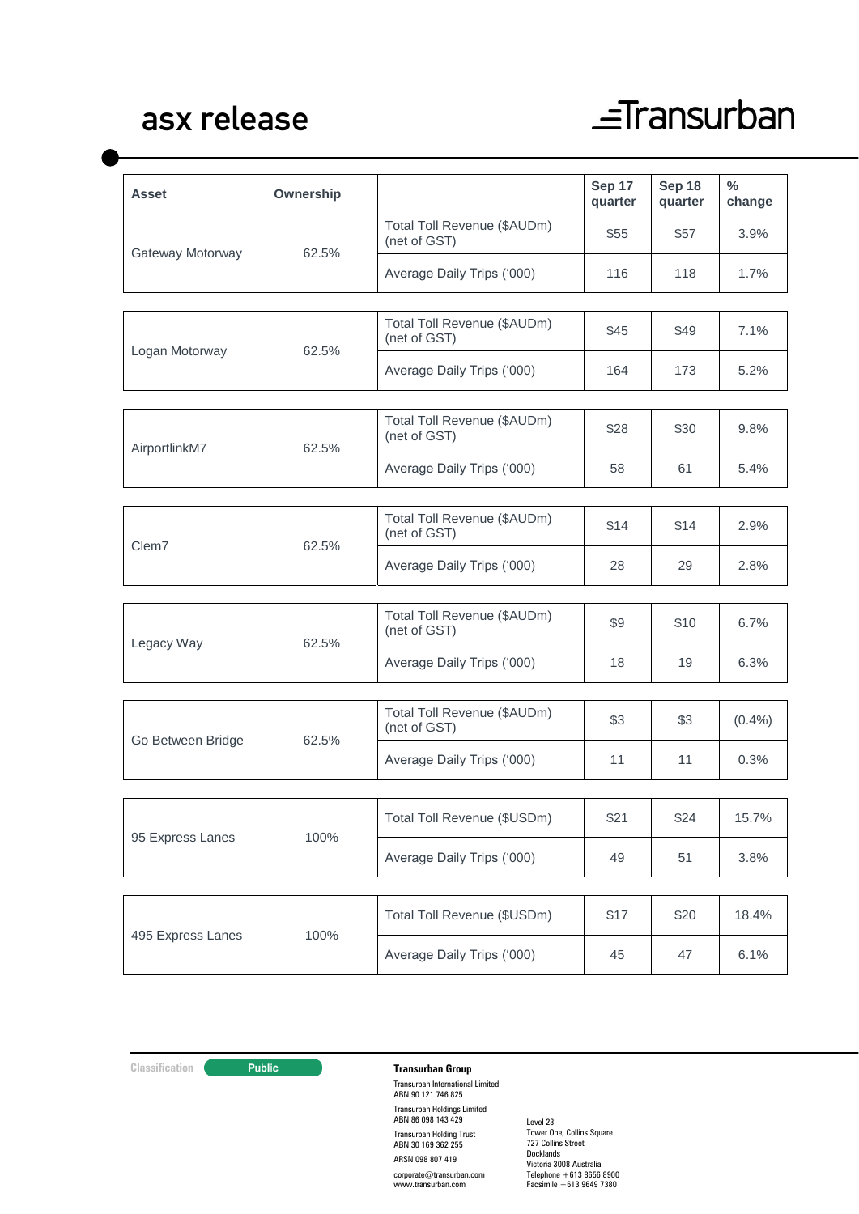| Asset | Ownership | | Sep 17 quarter | Sep 18 quarter | % change |
|---|---|---|---|---|---|
| Gateway Motorway | 62.5% | Total Toll Revenue ($AUDm) (net of GST) | $55 | $57 | 3.9% |
| | | Average Daily Trips ('000) | 116 | 118 | 1.7% |
| Logan Motorway | 62.5% | Total Toll Revenue ($AUDm) (net of GST) | $45 | $49 | 7.1% |
| | | Average Daily Trips ('000) | 164 | 173 | 5.2% |
| AirportlinkM7 | 62.5% | Total Toll Revenue ($AUDm) (net of GST) | $28 | $30 | 9.8% |
| | | Average Daily Trips ('000) | 58 | 61 | 5.4% |
| Clem7 | 62.5% | Total Toll Revenue ($AUDm) (net of GST) | $14 | $14 | 2.9% |
| | | Average Daily Trips ('000) | 28 | 29 | 2.8% |
| Legacy Way | 62.5% | Total Toll Revenue ($AUDm) (net of GST) | $9 | $10 | 6.7% |
| | | Average Daily Trips ('000) | 18 | 19 | 6.3% |
| Go Between Bridge | 62.5% | Total Toll Revenue ($AUDm) (net of GST) | $3 | $3 | (0.4%) |
| | | Average Daily Trips ('000) | 11 | 11 | 0.3% |
| 95 Express Lanes | 100% | Total Toll Revenue ($USDm) | $21 | $24 | 15.7% |
| | | Average Daily Trips ('000) | 49 | 51 | 3.8% |
| 495 Express Lanes | 100% | Total Toll Revenue ($USDm) | $17 | $20 | 18.4% |
| | | Average Daily Trips ('000) | 45 | 47 | 6.1% |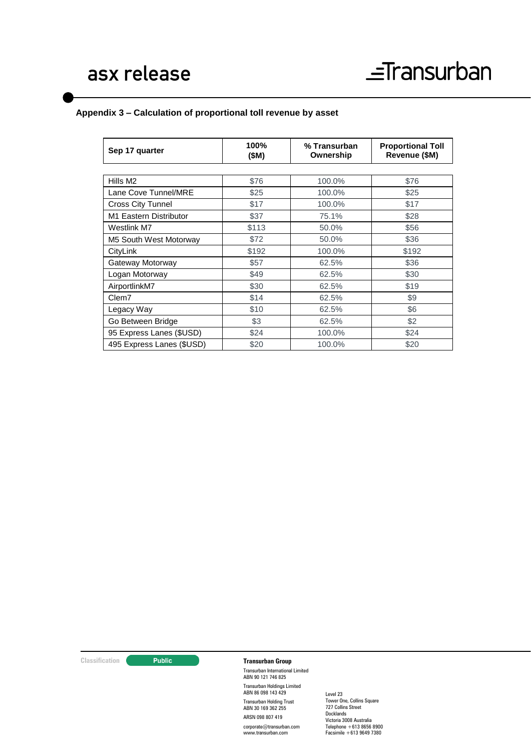## Appendix 3 – Calculation of proportional toll revenue by asset

| Sep 17 quarter | 100% ($M) | % Transurban Ownership | Proportional Toll Revenue ($M) |
|---|---|---|---|
| Hills M2 | $76 | 100.0% | $76 |
| Lane Cove Tunnel/MRE | $25 | 100.0% | $25 |
| Cross City Tunnel | $17 | 100.0% | $17 |
| M1 Eastern Distributor | $37 | 75.1% | $28 |
| Westlink M7 | $113 | 50.0% | $56 |
| M5 South West Motorway | $72 | 50.0% | $36 |
| CityLink | $192 | 100.0% | $192 |
| Gateway Motorway | $57 | 62.5% | $36 |
| Logan Motorway | $49 | 62.5% | $30 |
| AirportlinkM7 | $30 | 62.5% | $19 |
| Clem7 | $14 | 62.5% | $9 |
| Legacy Way | $10 | 62.5% | $6 |
| Go Between Bridge | $3 | 62.5% | $2 |
| 95 Express Lanes ($USD) | $24 | 100.0% | $24 |
| 495 Express Lanes ($USD) | $20 | 100.0% | $20 |